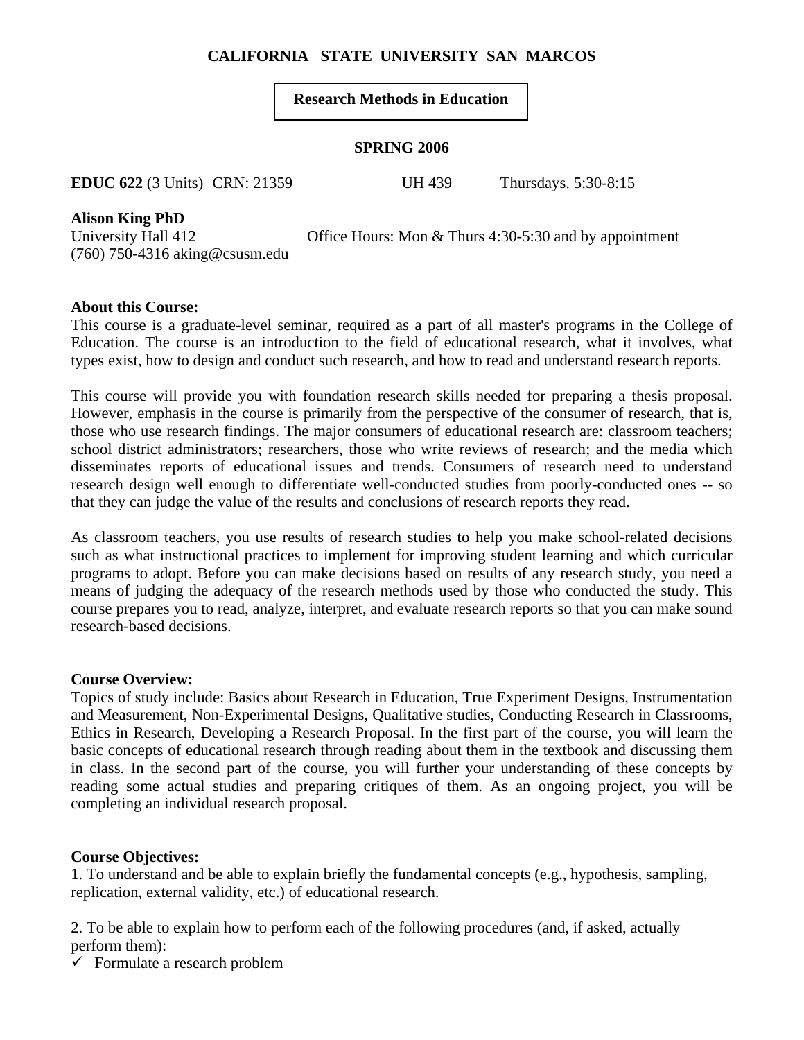**CALIFORNIA STATE UNIVERSITY SAN MARCOS**

**Research Methods in Education**

**SPRING 2006**

**EDUC 622** (3 Units) CRN: 21359 UH 439 Thursdays. 5:30-8:15

**Alison King PhD**
University Hall 412 Office Hours: Mon & Thurs 4:30-5:30 and by appointment
(760) 750-4316 aking@csusm.edu

**About this Course:**
This course is a graduate-level seminar, required as a part of all master's programs in the College of Education. The course is an introduction to the field of educational research, what it involves, what types exist, how to design and conduct such research, and how to read and understand research reports.

This course will provide you with foundation research skills needed for preparing a thesis proposal. However, emphasis in the course is primarily from the perspective of the consumer of research, that is, those who use research findings. The major consumers of educational research are: classroom teachers; school district administrators; researchers, those who write reviews of research; and the media which disseminates reports of educational issues and trends. Consumers of research need to understand research design well enough to differentiate well-conducted studies from poorly-conducted ones -- so that they can judge the value of the results and conclusions of research reports they read.

As classroom teachers, you use results of research studies to help you make school-related decisions such as what instructional practices to implement for improving student learning and which curricular programs to adopt. Before you can make decisions based on results of any research study, you need a means of judging the adequacy of the research methods used by those who conducted the study. This course prepares you to read, analyze, interpret, and evaluate research reports so that you can make sound research-based decisions.

**Course Overview:**
Topics of study include: Basics about Research in Education, True Experiment Designs, Instrumentation and Measurement, Non-Experimental Designs, Qualitative studies, Conducting Research in Classrooms, Ethics in Research, Developing a Research Proposal. In the first part of the course, you will learn the basic concepts of educational research through reading about them in the textbook and discussing them in class. In the second part of the course, you will further your understanding of these concepts by reading some actual studies and preparing critiques of them. As an ongoing project, you will be completing an individual research proposal.

**Course Objectives:**
1. To understand and be able to explain briefly the fundamental concepts (e.g., hypothesis, sampling, replication, external validity, etc.) of educational research.

2. To be able to explain how to perform each of the following procedures (and, if asked, actually perform them):
- ✓ Formulate a research problem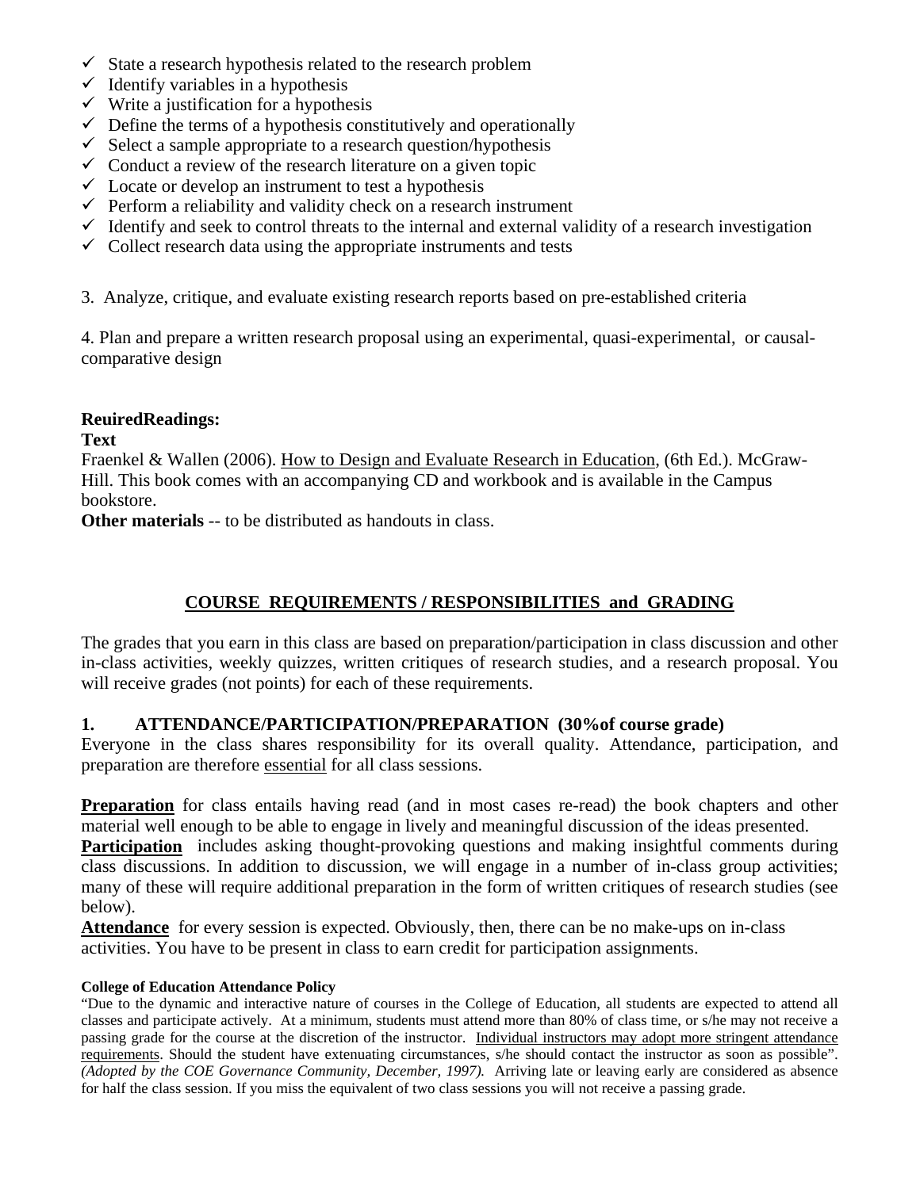- ✓ State a research hypothesis related to the research problem
- ✓ Identify variables in a hypothesis
- ✓ Write a justification for a hypothesis
- ✓ Define the terms of a hypothesis constitutively and operationally
- ✓ Select a sample appropriate to a research question/hypothesis
- ✓ Conduct a review of the research literature on a given topic
- ✓ Locate or develop an instrument to test a hypothesis
- ✓ Perform a reliability and validity check on a research instrument
- ✓ Identify and seek to control threats to the internal and external validity of a research investigation
- ✓ Collect research data using the appropriate instruments and tests

3. Analyze, critique, and evaluate existing research reports based on pre-established criteria

4. Plan and prepare a written research proposal using an experimental, quasi-experimental, or causal-comparative design

**ReuiredReadings:**

**Text**

Fraenkel & Wallen (2006). How to Design and Evaluate Research in Education, (6th Ed.). McGraw-Hill. This book comes with an accompanying CD and workbook and is available in the Campus bookstore.

**Other materials** -- to be distributed as handouts in class.

## COURSE REQUIREMENTS / RESPONSIBILITIES and GRADING

The grades that you earn in this class are based on preparation/participation in class discussion and other in-class activities, weekly quizzes, written critiques of research studies, and a research proposal. You will receive grades (not points) for each of these requirements.

### 1. ATTENDANCE/PARTICIPATION/PREPARATION (30%of course grade)

Everyone in the class shares responsibility for its overall quality. Attendance, participation, and preparation are therefore essential for all class sessions.

**Preparation** for class entails having read (and in most cases re-read) the book chapters and other material well enough to be able to engage in lively and meaningful discussion of the ideas presented.

**Participation** includes asking thought-provoking questions and making insightful comments during class discussions. In addition to discussion, we will engage in a number of in-class group activities; many of these will require additional preparation in the form of written critiques of research studies (see below).

**Attendance** for every session is expected. Obviously, then, there can be no make-ups on in-class activities. You have to be present in class to earn credit for participation assignments.

**College of Education Attendance Policy**

"Due to the dynamic and interactive nature of courses in the College of Education, all students are expected to attend all classes and participate actively. At a minimum, students must attend more than 80% of class time, or s/he may not receive a passing grade for the course at the discretion of the instructor. Individual instructors may adopt more stringent attendance requirements. Should the student have extenuating circumstances, s/he should contact the instructor as soon as possible". *(Adopted by the COE Governance Community, December, 1997).* Arriving late or leaving early are considered as absence for half the class session. If you miss the equivalent of two class sessions you will not receive a passing grade.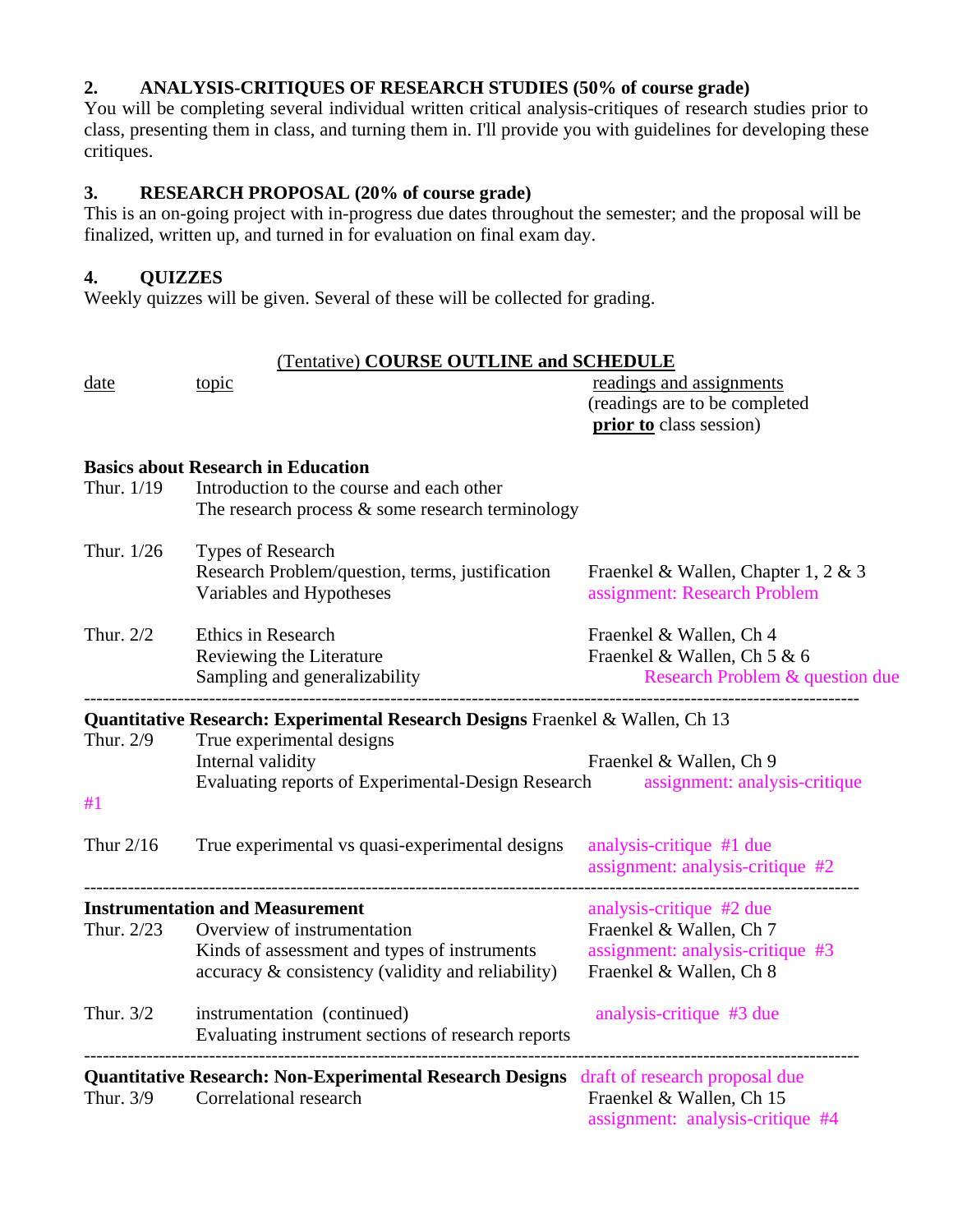### 2. ANALYSIS-CRITIQUES OF RESEARCH STUDIES (50% of course grade)

You will be completing several individual written critical analysis-critiques of research studies prior to class, presenting them in class, and turning them in. I'll provide you with guidelines for developing these critiques.

### 3. RESEARCH PROPOSAL (20% of course grade)

This is an on-going project with in-progress due dates throughout the semester; and the proposal will be finalized, written up, and turned in for evaluation on final exam day.

### 4. QUIZZES

Weekly quizzes will be given. Several of these will be collected for grading.

## (Tentative) COURSE OUTLINE and SCHEDULE

| date | topic | readings and assignments (readings are to be completed **prior to** class session) |
|---|---|---|
| **Basics about Research in Education** | | |
| Thur. 1/19 | Introduction to the course and each other<br>The research process & some research terminology | |
| Thur. 1/26 | Types of Research<br>Research Problem/question, terms, justification<br>Variables and Hypotheses | Fraenkel & Wallen, Chapter 1, 2 & 3<br>assignment: Research Problem |
| Thur. 2/2 | Ethics in Research<br>Reviewing the Literature<br>Sampling and generalizability | Fraenkel & Wallen, Ch 4<br>Fraenkel & Wallen, Ch 5 & 6<br>Research Problem & question due |
| **Quantitative Research: Experimental Research Designs** Fraenkel & Wallen, Ch 13 | | |
| Thur. 2/9 | True experimental designs<br>Internal validity<br>Evaluating reports of Experimental-Design Research | Fraenkel & Wallen, Ch 9<br>assignment: analysis-critique #1 |
| Thur 2/16 | True experimental vs quasi-experimental designs | analysis-critique #1 due<br>assignment: analysis-critique #2 |
| **Instrumentation and Measurement** | | analysis-critique #2 due |
| Thur. 2/23 | Overview of instrumentation<br>Kinds of assessment and types of instruments<br>accuracy & consistency (validity and reliability) | Fraenkel & Wallen, Ch 7<br>assignment: analysis-critique #3<br>Fraenkel & Wallen, Ch 8 |
| Thur. 3/2 | instrumentation (continued)<br>Evaluating instrument sections of research reports | analysis-critique #3 due |
| **Quantitative Research: Non-Experimental Research Designs** | | draft of research proposal due |
| Thur. 3/9 | Correlational research | Fraenkel & Wallen, Ch 15<br>assignment: analysis-critique #4 |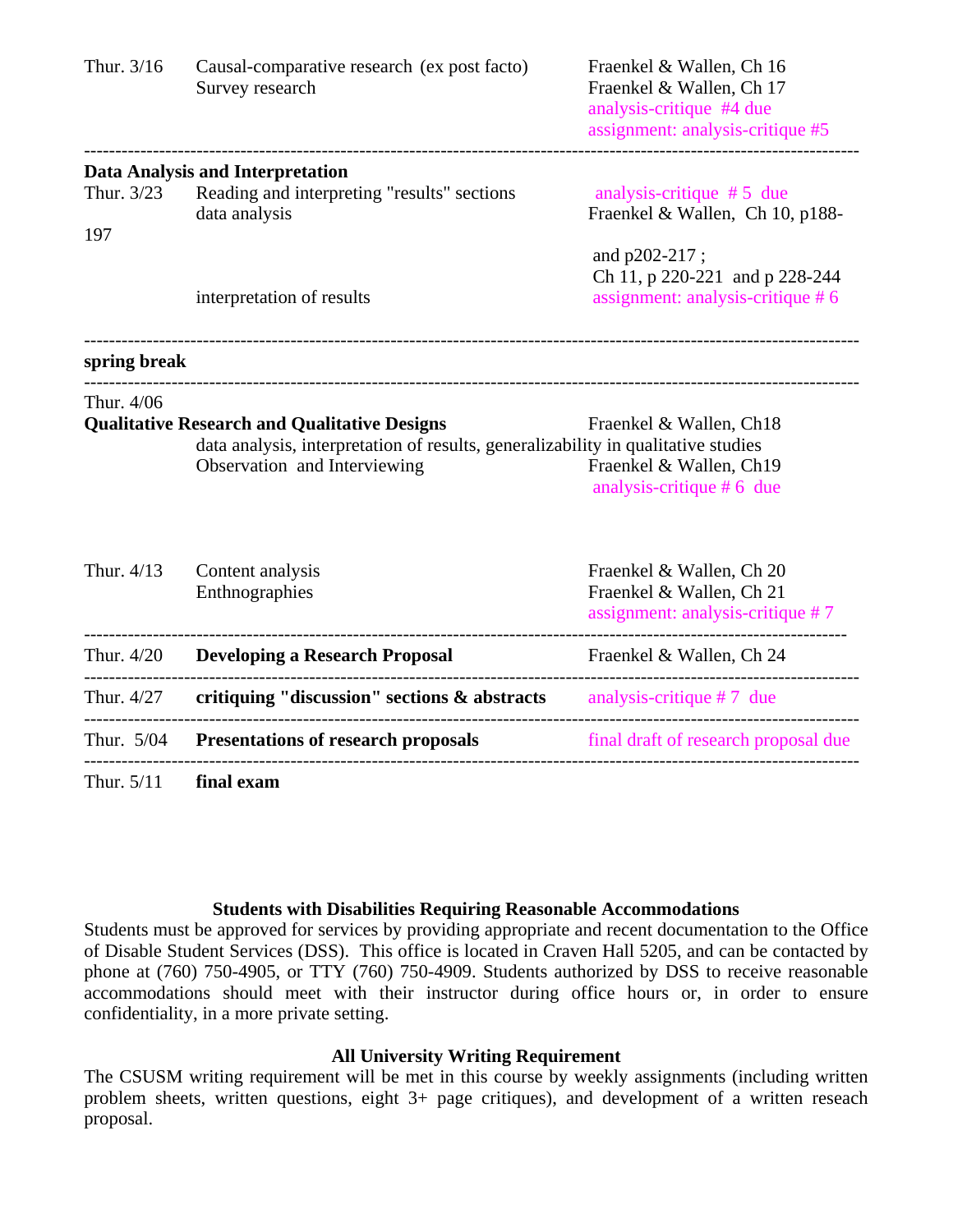| | | |
|---|---|---|
| Thur. 3/16 | Causal-comparative research (ex post facto)<br>Survey research | Fraenkel & Wallen, Ch 16<br>Fraenkel & Wallen, Ch 17<br>analysis-critique #4 due<br>assignment: analysis-critique #5 |
| **Data Analysis and Interpretation** | | |
| Thur. 3/23 | Reading and interpreting "results" sections<br>data analysis<br><br>interpretation of results | analysis-critique # 5 due<br>Fraenkel & Wallen, Ch 10, p188-197<br>and p202-217 ;<br>Ch 11, p 220-221 and p 228-244<br>assignment: analysis-critique # 6 |
| **spring break** | | |
| Thur. 4/06 | **Qualitative Research and Qualitative Designs**<br>data analysis, interpretation of results, generalizability in qualitative studies<br>Observation and Interviewing | Fraenkel & Wallen, Ch18<br><br>Fraenkel & Wallen, Ch19<br>analysis-critique # 6 due |
| Thur. 4/13 | Content analysis<br>Enthnographies | Fraenkel & Wallen, Ch 20<br>Fraenkel & Wallen, Ch 21<br>assignment: analysis-critique # 7 |
| Thur. 4/20 | **Developing a Research Proposal** | Fraenkel & Wallen, Ch 24 |
| Thur. 4/27 | **critiquing "discussion" sections & abstracts** | analysis-critique # 7 due |
| Thur. 5/04 | **Presentations of research proposals** | final draft of research proposal due |
| Thur. 5/11 | **final exam** | |

### Students with Disabilities Requiring Reasonable Accommodations

Students must be approved for services by providing appropriate and recent documentation to the Office of Disable Student Services (DSS). This office is located in Craven Hall 5205, and can be contacted by phone at (760) 750-4905, or TTY (760) 750-4909. Students authorized by DSS to receive reasonable accommodations should meet with their instructor during office hours or, in order to ensure confidentiality, in a more private setting.

### All University Writing Requirement

The CSUSM writing requirement will be met in this course by weekly assignments (including written problem sheets, written questions, eight 3+ page critiques), and development of a written reseach proposal.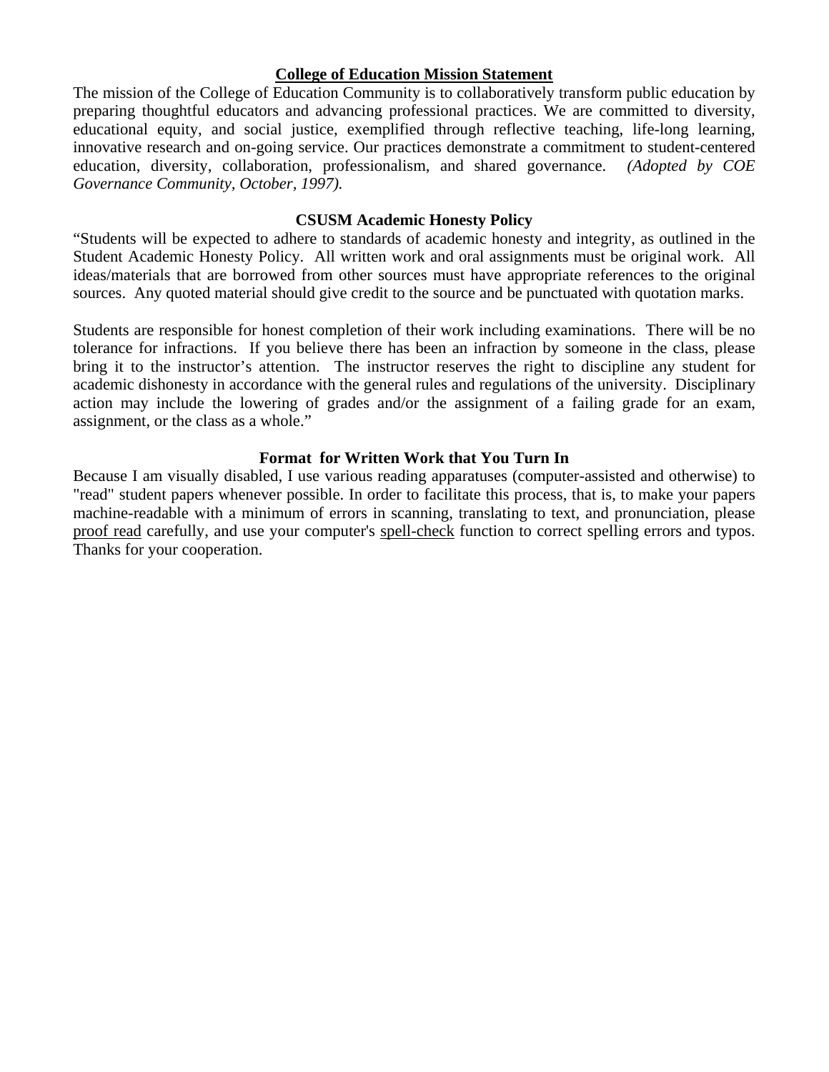## College of Education Mission Statement

The mission of the College of Education Community is to collaboratively transform public education by preparing thoughtful educators and advancing professional practices. We are committed to diversity, educational equity, and social justice, exemplified through reflective teaching, life-long learning, innovative research and on-going service. Our practices demonstrate a commitment to student-centered education, diversity, collaboration, professionalism, and shared governance. *(Adopted by COE Governance Community, October, 1997).*

## CSUSM Academic Honesty Policy

"Students will be expected to adhere to standards of academic honesty and integrity, as outlined in the Student Academic Honesty Policy. All written work and oral assignments must be original work. All ideas/materials that are borrowed from other sources must have appropriate references to the original sources. Any quoted material should give credit to the source and be punctuated with quotation marks.

Students are responsible for honest completion of their work including examinations. There will be no tolerance for infractions. If you believe there has been an infraction by someone in the class, please bring it to the instructor's attention. The instructor reserves the right to discipline any student for academic dishonesty in accordance with the general rules and regulations of the university. Disciplinary action may include the lowering of grades and/or the assignment of a failing grade for an exam, assignment, or the class as a whole."

## Format for Written Work that You Turn In

Because I am visually disabled, I use various reading apparatuses (computer-assisted and otherwise) to "read" student papers whenever possible. In order to facilitate this process, that is, to make your papers machine-readable with a minimum of errors in scanning, translating to text, and pronunciation, please proof read carefully, and use your computer's spell-check function to correct spelling errors and typos. Thanks for your cooperation.